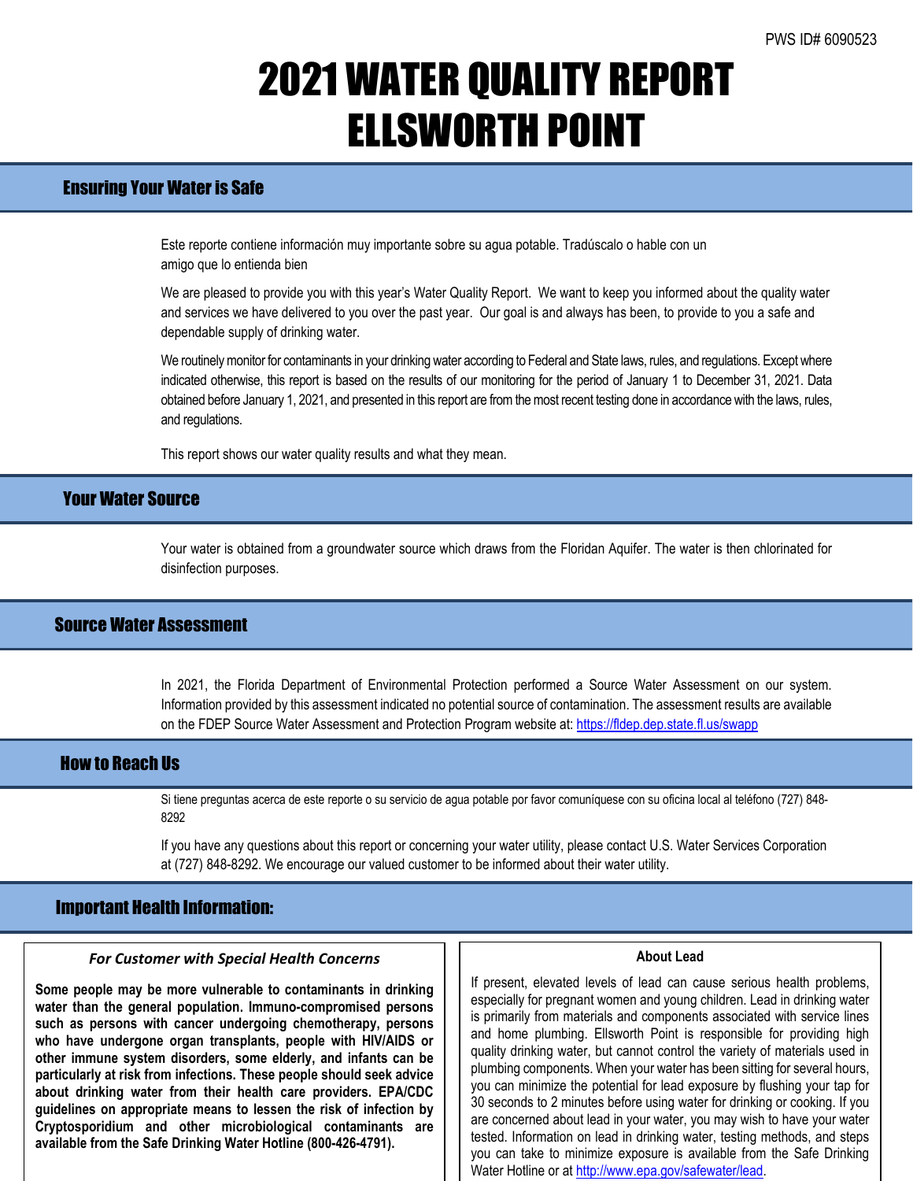PWS ID# 6090523

# 2021 WATER QUALITY REPORT ELLSWORTH POINT

## Ensuring Your Water is Safe

Este reporte contiene información muy importante sobre su agua potable. Tradúscalo o hable con un amigo que lo entienda bien

We are pleased to provide you with this year's Water Quality Report. We want to keep you informed about the quality water and services we have delivered to you over the past year. Our goal is and always has been, to provide to you a safe and dependable supply of drinking water.

We routinely monitor for contaminants in your drinking water according to Federal and State laws, rules, and regulations. Except where indicated otherwise, this report is based on the results of our monitoring for the period of January 1 to December 31, 2021. Data obtained before January 1, 2021, and presented in this report are from the most recent testing done in accordance with the laws, rules, and regulations.

This report shows our water quality results and what they mean.

## Your Water Source

Your water is obtained from a groundwater source which draws from the Floridan Aquifer. The water is then chlorinated for disinfection purposes.

## Source Water Assessment

In 2021, the Florida Department of Environmental Protection performed a Source Water Assessment on our system. Information provided by this assessment indicated no potential source of contamination. The assessment results are available on the FDEP Source Water Assessment and Protection Program website at: https://fldep.dep.state.fl.us/swapp

## How to Reach Us

Si tiene preguntas acerca de este reporte o su servicio de agua potable por favor comuníquese con su oficina local al teléfono (727) 848-8292

If you have any questions about this report or concerning your water utility, please contact U.S. Water Services Corporation at (727) 848-8292. We encourage our valued customer to be informed about their water utility.

## Important Health Information:

### *For Customer with Special Health Concerns*

**Some people may be more vulnerable to contaminants in drinking water than the general population. Immuno-compromised persons such as persons with cancer undergoing chemotherapy, persons who have undergone organ transplants, people with HIV/AIDS or other immune system disorders, some elderly, and infants can be particularly at risk from infections. These people should seek advice about drinking water from their health care providers. EPA/CDC guidelines on appropriate means to lessen the risk of infection by Cryptosporidium and other microbiological contaminants are available from the Safe Drinking Water Hotline (800-426-4791).**

### About Lead

If present, elevated levels of lead can cause serious health problems, especially for pregnant women and young children. Lead in drinking water is primarily from materials and components associated with service lines and home plumbing. Ellsworth Point is responsible for providing high quality drinking water, but cannot control the variety of materials used in plumbing components. When your water has been sitting for several hours, you can minimize the potential for lead exposure by flushing your tap for 30 seconds to 2 minutes before using water for drinking or cooking. If you are concerned about lead in your water, you may wish to have your water tested. Information on lead in drinking water, testing methods, and steps you can take to minimize exposure is available from the Safe Drinking Water Hotline or at http://www.epa.gov/safewater/lead.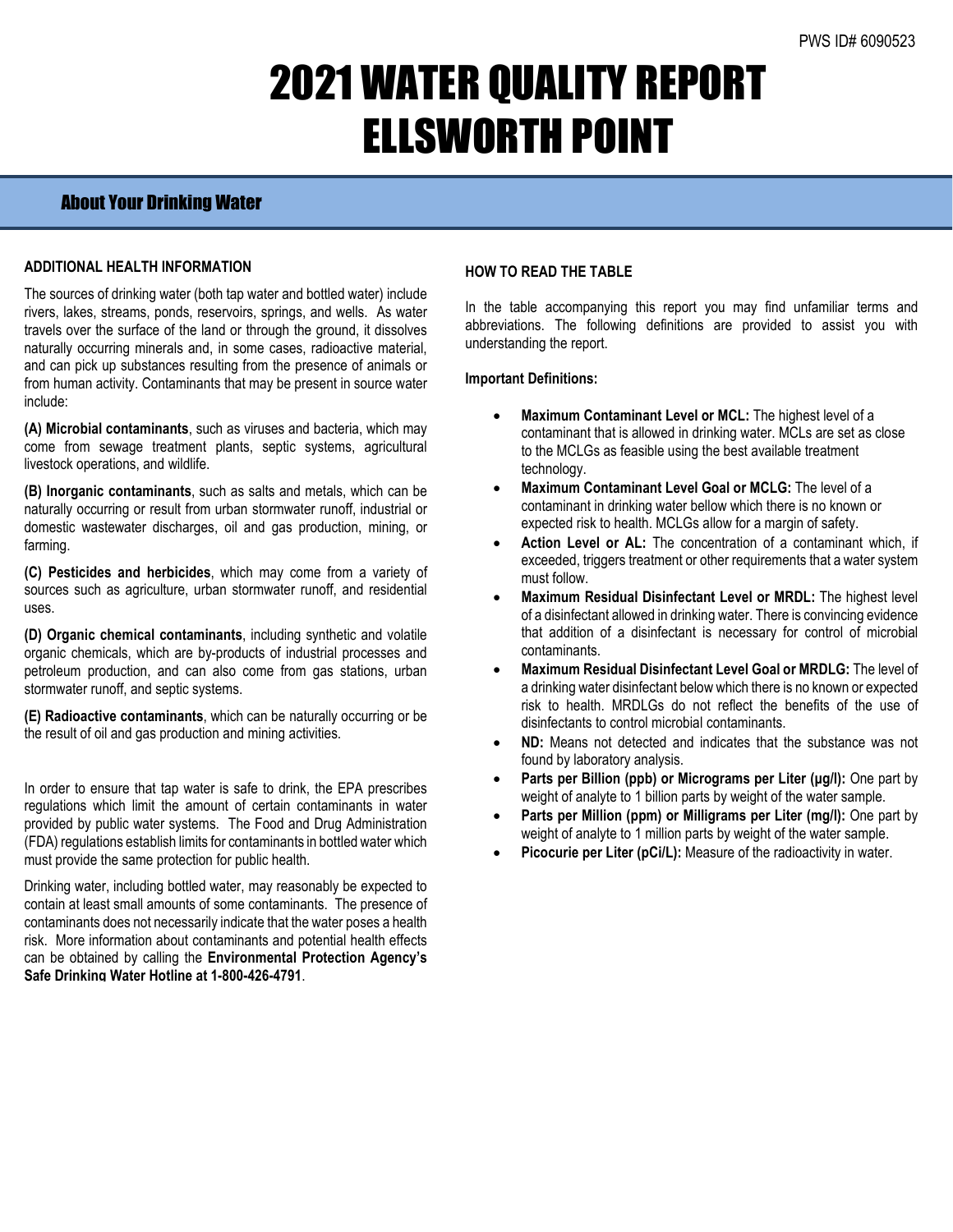PWS ID# 6090523

# 2021 WATER QUALITY REPORT ELLSWORTH POINT

## About Your Drinking Water

### ADDITIONAL HEALTH INFORMATION

The sources of drinking water (both tap water and bottled water) include rivers, lakes, streams, ponds, reservoirs, springs, and wells. As water travels over the surface of the land or through the ground, it dissolves naturally occurring minerals and, in some cases, radioactive material, and can pick up substances resulting from the presence of animals or from human activity. Contaminants that may be present in source water include:

**(A) Microbial contaminants**, such as viruses and bacteria, which may come from sewage treatment plants, septic systems, agricultural livestock operations, and wildlife.

**(B) Inorganic contaminants**, such as salts and metals, which can be naturally occurring or result from urban stormwater runoff, industrial or domestic wastewater discharges, oil and gas production, mining, or farming.

**(C) Pesticides and herbicides**, which may come from a variety of sources such as agriculture, urban stormwater runoff, and residential uses.

**(D) Organic chemical contaminants**, including synthetic and volatile organic chemicals, which are by-products of industrial processes and petroleum production, and can also come from gas stations, urban stormwater runoff, and septic systems.

**(E) Radioactive contaminants**, which can be naturally occurring or be the result of oil and gas production and mining activities.

In order to ensure that tap water is safe to drink, the EPA prescribes regulations which limit the amount of certain contaminants in water provided by public water systems. The Food and Drug Administration (FDA) regulations establish limits for contaminants in bottled water which must provide the same protection for public health.

Drinking water, including bottled water, may reasonably be expected to contain at least small amounts of some contaminants. The presence of contaminants does not necessarily indicate that the water poses a health risk. More information about contaminants and potential health effects can be obtained by calling the **Environmental Protection Agency's Safe Drinking Water Hotline at 1-800-426-4791**.

### HOW TO READ THE TABLE

In the table accompanying this report you may find unfamiliar terms and abbreviations. The following definitions are provided to assist you with understanding the report.

**Important Definitions:**

- **Maximum Contaminant Level or MCL:** The highest level of a contaminant that is allowed in drinking water. MCLs are set as close to the MCLGs as feasible using the best available treatment technology.
- **Maximum Contaminant Level Goal or MCLG:** The level of a contaminant in drinking water bellow which there is no known or expected risk to health. MCLGs allow for a margin of safety.
- **Action Level or AL:** The concentration of a contaminant which, if exceeded, triggers treatment or other requirements that a water system must follow.
- **Maximum Residual Disinfectant Level or MRDL:** The highest level of a disinfectant allowed in drinking water. There is convincing evidence that addition of a disinfectant is necessary for control of microbial contaminants.
- **Maximum Residual Disinfectant Level Goal or MRDLG:** The level of a drinking water disinfectant below which there is no known or expected risk to health. MRDLGs do not reflect the benefits of the use of disinfectants to control microbial contaminants.
- **ND:** Means not detected and indicates that the substance was not found by laboratory analysis.
- **Parts per Billion (ppb) or Micrograms per Liter (µg/l):** One part by weight of analyte to 1 billion parts by weight of the water sample.
- **Parts per Million (ppm) or Milligrams per Liter (mg/l):** One part by weight of analyte to 1 million parts by weight of the water sample.
- **Picocurie per Liter (pCi/L):** Measure of the radioactivity in water.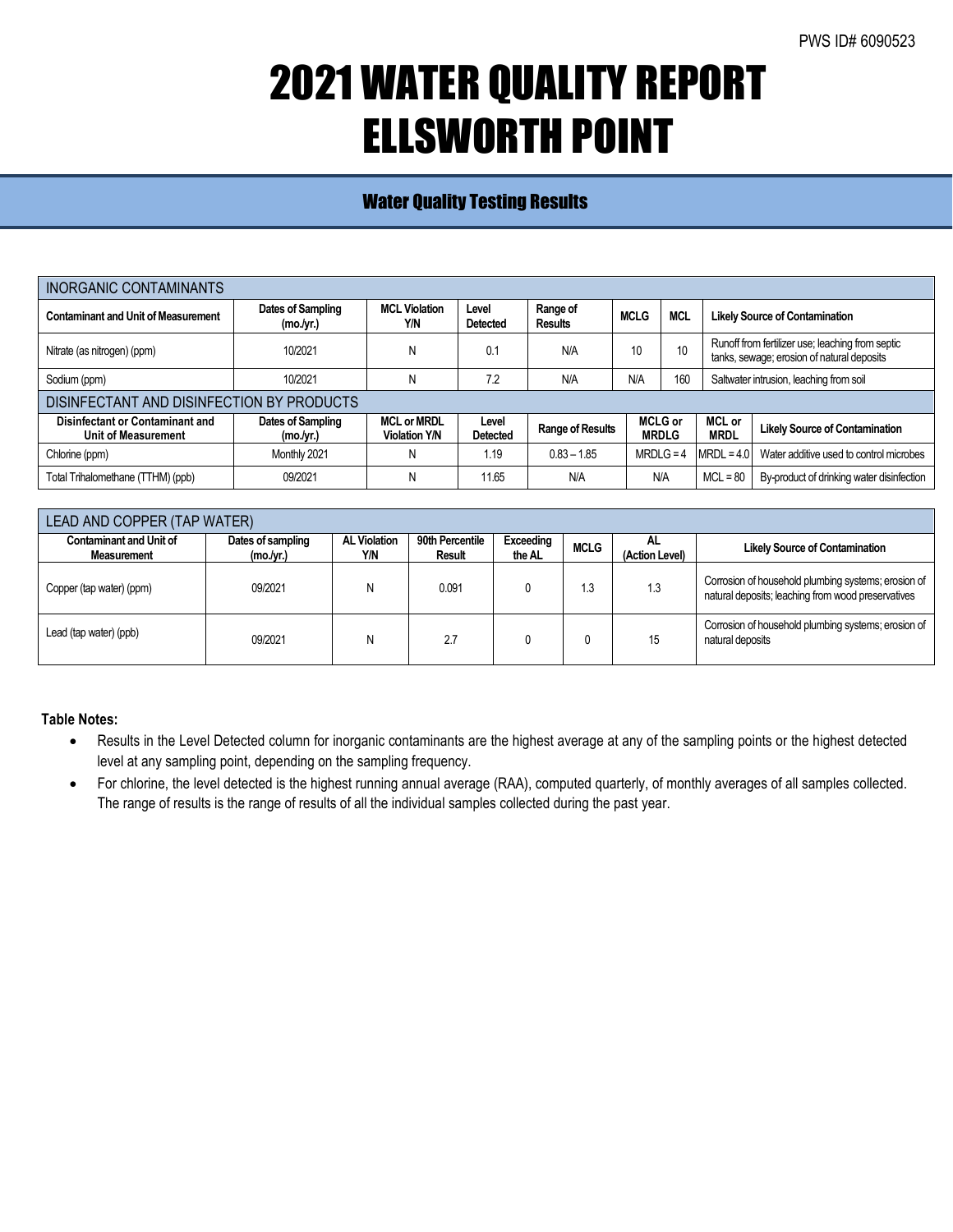PWS ID# 6090523

# 2021 WATER QUALITY REPORT ELLSWORTH POINT

## Water Quality Testing Results

| INORGANIC CONTAMINANTS | | | | | | | |
|---|---|---|---|---|---|---|---|
| **Contaminant and Unit of Measurement** | **Dates of Sampling (mo./yr.)** | **MCL Violation Y/N** | **Level Detected** | **Range of Results** | **MCLG** | **MCL** | **Likely Source of Contamination** |
| Nitrate (as nitrogen) (ppm) | 10/2021 | N | 0.1 | N/A | 10 | 10 | Runoff from fertilizer use; leaching from septic tanks, sewage; erosion of natural deposits |
| Sodium (ppm) | 10/2021 | N | 7.2 | N/A | N/A | 160 | Saltwater intrusion, leaching from soil |

| DISINFECTANT AND DISINFECTION BY PRODUCTS | | | | | | | |
|---|---|---|---|---|---|---|---|
| **Disinfectant or Contaminant and Unit of Measurement** | **Dates of Sampling (mo./yr.)** | **MCL or MRDL Violation Y/N** | **Level Detected** | **Range of Results** | **MCLG or MRDLG** | **MCL or MRDL** | **Likely Source of Contamination** |
| Chlorine (ppm) | Monthly 2021 | N | 1.19 | 0.83 – 1.85 | MRDLG = 4 | MRDL = 4.0 | Water additive used to control microbes |
| Total Trihalomethane (TTHM) (ppb) | 09/2021 | N | 11.65 | N/A | N/A | MCL = 80 | By-product of drinking water disinfection |

| LEAD AND COPPER (TAP WATER) | | | | | | | |
|---|---|---|---|---|---|---|---|
| **Contaminant and Unit of Measurement** | **Dates of sampling (mo./yr.)** | **AL Violation Y/N** | **90th Percentile Result** | **Exceeding the AL** | **MCLG** | **AL (Action Level)** | **Likely Source of Contamination** |
| Copper (tap water) (ppm) | 09/2021 | N | 0.091 | 0 | 1.3 | 1.3 | Corrosion of household plumbing systems; erosion of natural deposits; leaching from wood preservatives |
| Lead (tap water) (ppb) | 09/2021 | N | 2.7 | 0 | 0 | 15 | Corrosion of household plumbing systems; erosion of natural deposits |

**Table Notes:**

- Results in the Level Detected column for inorganic contaminants are the highest average at any of the sampling points or the highest detected level at any sampling point, depending on the sampling frequency.
- For chlorine, the level detected is the highest running annual average (RAA), computed quarterly, of monthly averages of all samples collected. The range of results is the range of results of all the individual samples collected during the past year.